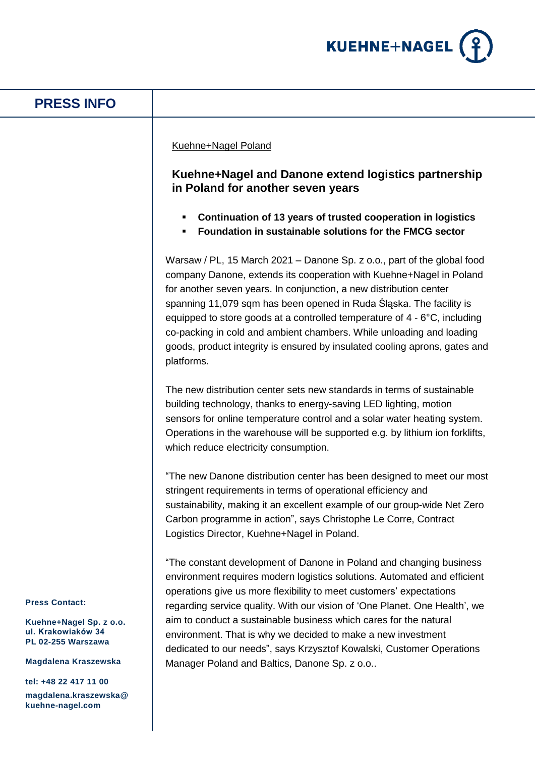**PRESS INFO**

Kuehne+Nagel Poland

## Kuehne+Nagel and Danone extend logistics partnership in Poland for another seven years

- **Continuation of 13 years of trusted cooperation in logistics**
- **Foundation in sustainable solutions for the FMCG sector**

Warsaw / PL, 15 March 2021 – Danone Sp. z o.o., part of the global food company Danone, extends its cooperation with Kuehne+Nagel in Poland for another seven years. In conjunction, a new distribution center spanning 11,079 sqm has been opened in Ruda Śląska. The facility is equipped to store goods at a controlled temperature of 4 - 6°C, including co-packing in cold and ambient chambers. While unloading and loading goods, product integrity is ensured by insulated cooling aprons, gates and platforms.

The new distribution center sets new standards in terms of sustainable building technology, thanks to energy-saving LED lighting, motion sensors for online temperature control and a solar water heating system. Operations in the warehouse will be supported e.g. by lithium ion forklifts, which reduce electricity consumption.

"The new Danone distribution center has been designed to meet our most stringent requirements in terms of operational efficiency and sustainability, making it an excellent example of our group-wide Net Zero Carbon programme in action", says Christophe Le Corre, Contract Logistics Director, Kuehne+Nagel in Poland.

"The constant development of Danone in Poland and changing business environment requires modern logistics solutions. Automated and efficient operations give us more flexibility to meet customers' expectations regarding service quality. With our vision of 'One Planet. One Health', we aim to conduct a sustainable business which cares for the natural environment. That is why we decided to make a new investment dedicated to our needs", says Krzysztof Kowalski, Customer Operations Manager Poland and Baltics, Danone Sp. z o.o..

**Press Contact:**

**Kuehne+Nagel Sp. z o.o.**
**ul. Krakowiaków 34**
**PL 02-255 Warszawa**

**Magdalena Kraszewska**

**tel: +48 22 417 11 00**

**magdalena.kraszewska@kuehne-nagel.com**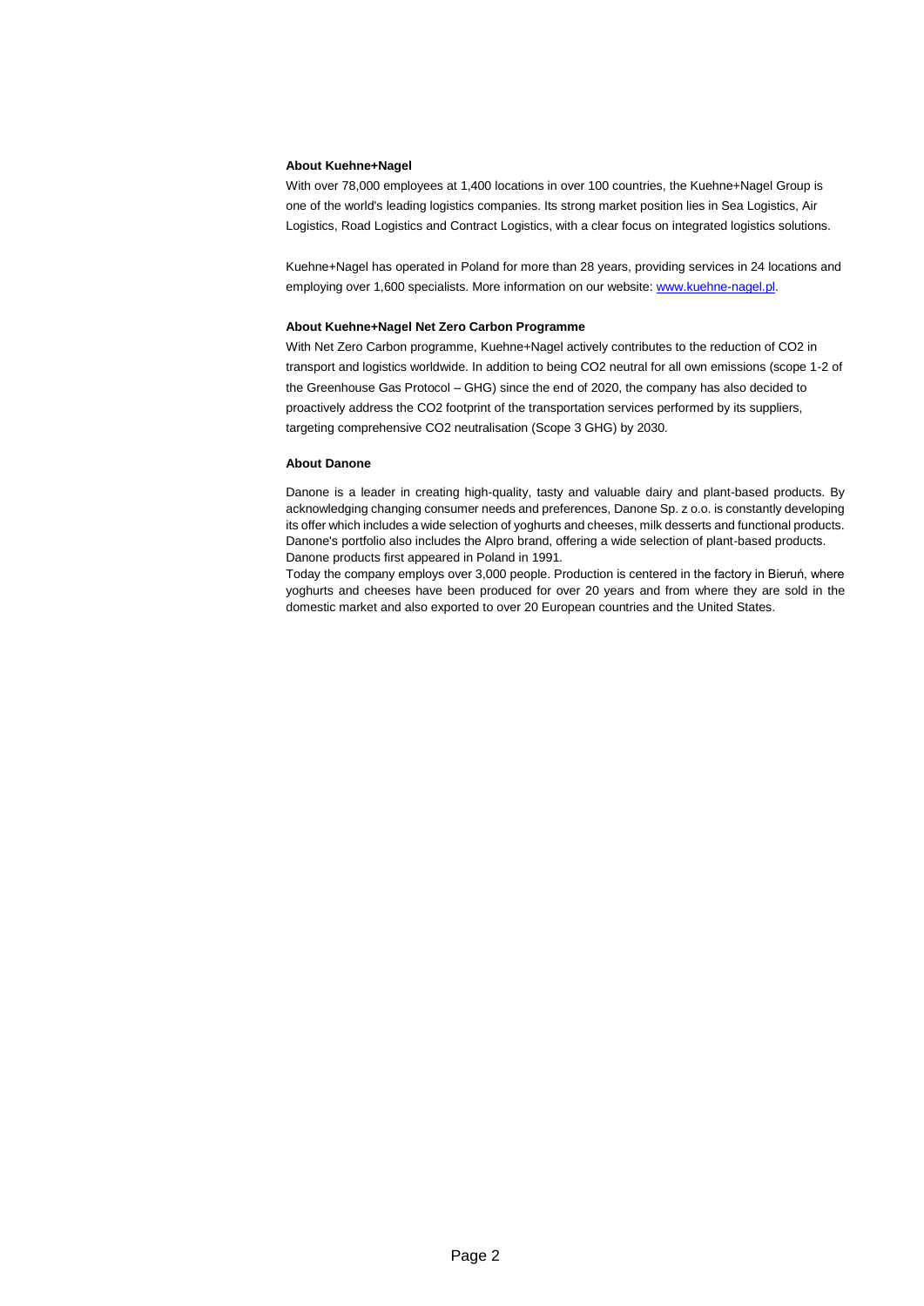**About Kuehne+Nagel**

With over 78,000 employees at 1,400 locations in over 100 countries, the Kuehne+Nagel Group is one of the world's leading logistics companies. Its strong market position lies in Sea Logistics, Air Logistics, Road Logistics and Contract Logistics, with a clear focus on integrated logistics solutions.

Kuehne+Nagel has operated in Poland for more than 28 years, providing services in 24 locations and employing over 1,600 specialists. More information on our website: [www.kuehne-nagel.pl](http://www.kuehne-nagel.pl).

**About Kuehne+Nagel Net Zero Carbon Programme**

With Net Zero Carbon programme, Kuehne+Nagel actively contributes to the reduction of CO2 in transport and logistics worldwide. In addition to being CO2 neutral for all own emissions (scope 1-2 of the Greenhouse Gas Protocol – GHG) since the end of 2020, the company has also decided to proactively address the CO2 footprint of the transportation services performed by its suppliers, targeting comprehensive CO2 neutralisation (Scope 3 GHG) by 2030.

**About Danone**

Danone is a leader in creating high-quality, tasty and valuable dairy and plant-based products. By acknowledging changing consumer needs and preferences, Danone Sp. z o.o. is constantly developing its offer which includes a wide selection of yoghurts and cheeses, milk desserts and functional products. Danone's portfolio also includes the Alpro brand, offering a wide selection of plant-based products. Danone products first appeared in Poland in 1991.

Today the company employs over 3,000 people. Production is centered in the factory in Bieruń, where yoghurts and cheeses have been produced for over 20 years and from where they are sold in the domestic market and also exported to over 20 European countries and the United States.